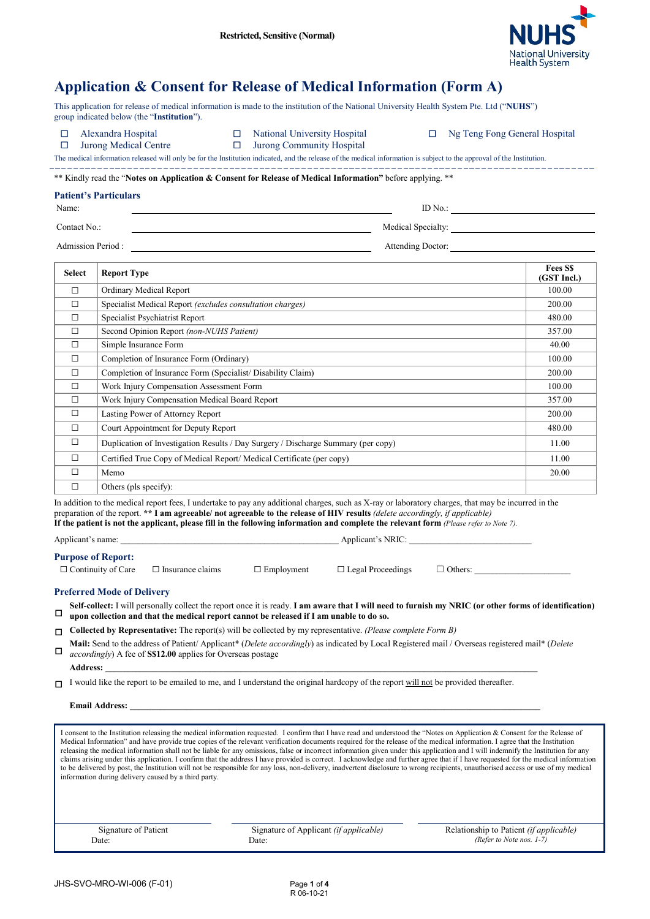Restricted, Sensitive (Normal)

# Application & Consent for Release of Medical Information (Form A)

This application for release of medical information is made to the institution of the National University Health System Pte. Ltd ("**NUHS**") group indicated below (the "**Institution**").

☐ Alexandra Hospital ☐ National University Hospital ☐ Ng Teng Fong General Hospital
☐ Jurong Medical Centre ☐ Jurong Community Hospital

The medical information released will only be for the Institution indicated, and the release of the medical information is subject to the approval of the Institution.

** Kindly read the "**Notes on Application & Consent for Release of Medical Information"** before applying. **

## Patient's Particulars

Name: ______________________ ID No.: ______________________

Contact No.: ______________________ Medical Specialty: ______________________

Admission Period : ______________________ Attending Doctor: ______________________

| Select | Report Type | Fees S$ (GST Incl.) |
|---|---|---|
| ☐ | Ordinary Medical Report | 100.00 |
| ☐ | Specialist Medical Report *(excludes consultation charges)* | 200.00 |
| ☐ | Specialist Psychiatrist Report | 480.00 |
| ☐ | Second Opinion Report *(non-NUHS Patient)* | 357.00 |
| ☐ | Simple Insurance Form | 40.00 |
| ☐ | Completion of Insurance Form (Ordinary) | 100.00 |
| ☐ | Completion of Insurance Form (Specialist/ Disability Claim) | 200.00 |
| ☐ | Work Injury Compensation Assessment Form | 100.00 |
| ☐ | Work Injury Compensation Medical Board Report | 357.00 |
| ☐ | Lasting Power of Attorney Report | 200.00 |
| ☐ | Court Appointment for Deputy Report | 480.00 |
| ☐ | Duplication of Investigation Results / Day Surgery / Discharge Summary (per copy) | 11.00 |
| ☐ | Certified True Copy of Medical Report/ Medical Certificate (per copy) | 11.00 |
| ☐ | Memo | 20.00 |
| ☐ | Others (pls specify): | |

In addition to the medical report fees, I undertake to pay any additional charges, such as X-ray or laboratory charges, that may be incurred in the preparation of the report. ** **I am agreeable/ not agreeable to the release of HIV results** *(delete accordingly, if applicable)*
**If the patient is not the applicant, please fill in the following information and complete the relevant form** *(Please refer to Note 7).*

Applicant's name: ______________________ Applicant's NRIC: ______________________

## Purpose of Report:

☐ Continuity of Care ☐ Insurance claims ☐ Employment ☐ Legal Proceedings ☐ Others: ______________________

## Preferred Mode of Delivery

☐ **Self-collect:** I will personally collect the report once it is ready. **I am aware that I will need to furnish my NRIC (or other forms of identification) upon collection and that the medical report cannot be released if I am unable to do so.**

☐ **Collected by Representative:** The report(s) will be collected by my representative. *(Please complete Form B)*

☐ **Mail:** Send to the address of Patient/ Applicant* (*Delete accordingly*) as indicated by Local Registered mail / Overseas registered mail* (*Delete accordingly*) A fee of **S$12.00** applies for Overseas postage

**Address:** ______________________

☐ I would like the report to be emailed to me, and I understand the original hardcopy of the report will not be provided thereafter.

**Email Address:** ______________________

I consent to the Institution releasing the medical information requested. I confirm that I have read and understood the "Notes on Application & Consent for the Release of Medical Information" and have provide true copies of the relevant verification documents required for the release of the medical information. I agree that the Institution releasing the medical information shall not be liable for any omissions, false or incorrect information given under this application and I will indemnify the Institution for any claims arising under this application. I confirm that the address I have provided is correct. I acknowledge and further agree that if I have requested for the medical information to be delivered by post, the Institution will not be responsible for any loss, non-delivery, inadvertent disclosure to wrong recipients, unauthorised access or use of my medical information during delivery caused by a third party.

| Signature of Patient | Signature of Applicant *(if applicable)* | Relationship to Patient *(if applicable)* |
|---|---|---|
| Date: | Date: | *(Refer to Note nos. 1-7)* |

JHS-SVO-MRO-WI-006 (F-01)

R 06-10-21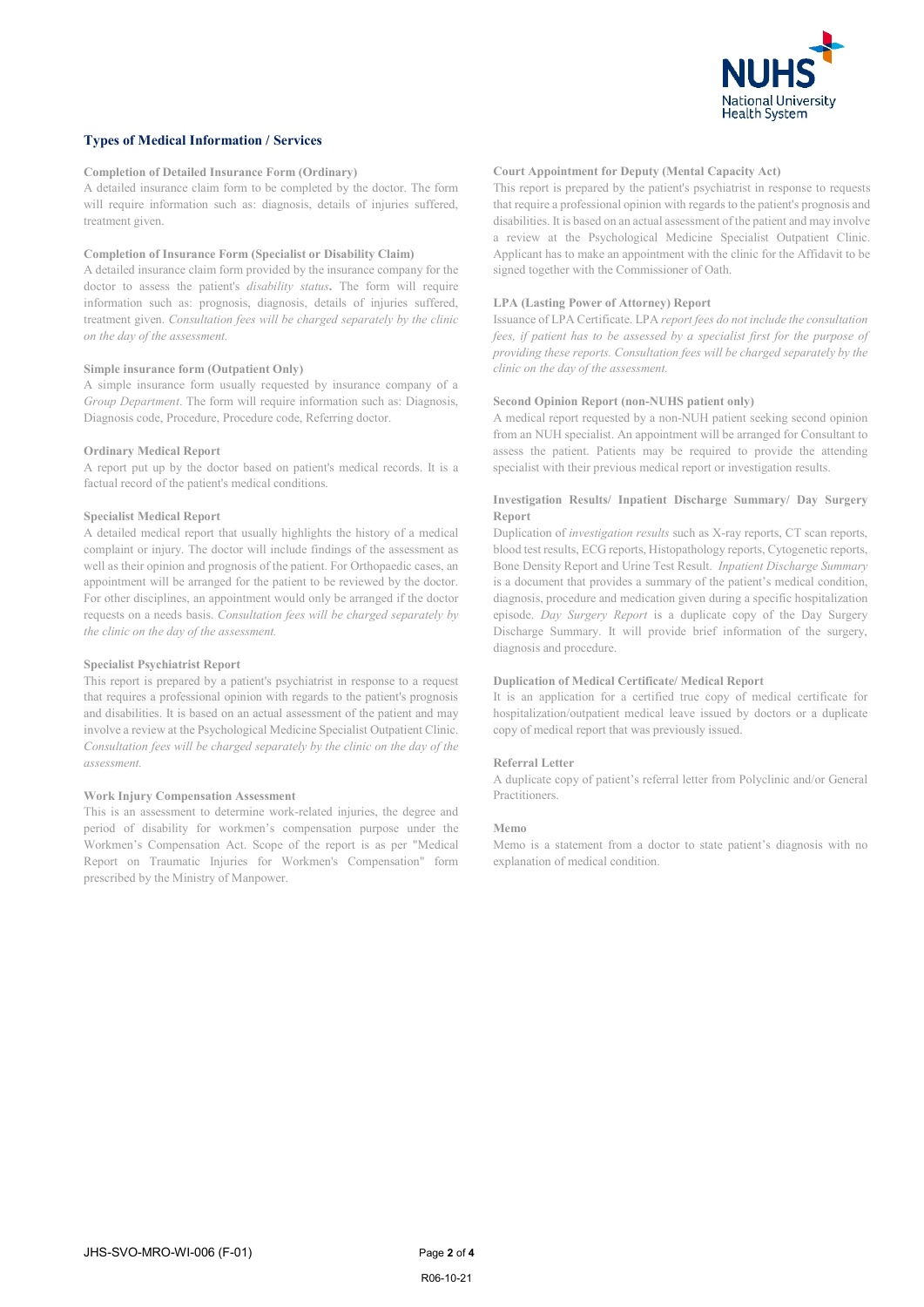## Types of Medical Information / Services

### Completion of Detailed Insurance Form (Ordinary)

A detailed insurance claim form to be completed by the doctor. The form will require information such as: diagnosis, details of injuries suffered, treatment given.

### Completion of Insurance Form (Specialist or Disability Claim)

A detailed insurance claim form provided by the insurance company for the doctor to assess the patient's *disability status*. The form will require information such as: prognosis, diagnosis, details of injuries suffered, treatment given. *Consultation fees will be charged separately by the clinic on the day of the assessment.*

### Simple insurance form (Outpatient Only)

A simple insurance form usually requested by insurance company of a *Group Department*. The form will require information such as: Diagnosis, Diagnosis code, Procedure, Procedure code, Referring doctor.

### Ordinary Medical Report

A report put up by the doctor based on patient's medical records. It is a factual record of the patient's medical conditions.

### Specialist Medical Report

A detailed medical report that usually highlights the history of a medical complaint or injury. The doctor will include findings of the assessment as well as their opinion and prognosis of the patient. For Orthopaedic cases, an appointment will be arranged for the patient to be reviewed by the doctor. For other disciplines, an appointment would only be arranged if the doctor requests on a needs basis. *Consultation fees will be charged separately by the clinic on the day of the assessment.*

### Specialist Psychiatrist Report

This report is prepared by a patient's psychiatrist in response to a request that requires a professional opinion with regards to the patient's prognosis and disabilities. It is based on an actual assessment of the patient and may involve a review at the Psychological Medicine Specialist Outpatient Clinic. *Consultation fees will be charged separately by the clinic on the day of the assessment.*

### Work Injury Compensation Assessment

This is an assessment to determine work-related injuries, the degree and period of disability for workmen's compensation purpose under the Workmen's Compensation Act. Scope of the report is as per "Medical Report on Traumatic Injuries for Workmen's Compensation" form prescribed by the Ministry of Manpower.

### Court Appointment for Deputy (Mental Capacity Act)

This report is prepared by the patient's psychiatrist in response to requests that require a professional opinion with regards to the patient's prognosis and disabilities. It is based on an actual assessment of the patient and may involve a review at the Psychological Medicine Specialist Outpatient Clinic. Applicant has to make an appointment with the clinic for the Affidavit to be signed together with the Commissioner of Oath.

### LPA (Lasting Power of Attorney) Report

Issuance of LPA Certificate. LPA *report fees do not include the consultation fees, if patient has to be assessed by a specialist first for the purpose of providing these reports. Consultation fees will be charged separately by the clinic on the day of the assessment.*

### Second Opinion Report (non-NUHS patient only)

A medical report requested by a non-NUH patient seeking second opinion from an NUH specialist. An appointment will be arranged for Consultant to assess the patient. Patients may be required to provide the attending specialist with their previous medical report or investigation results.

### Investigation Results/ Inpatient Discharge Summary/ Day Surgery Report

Duplication of *investigation results* such as X-ray reports, CT scan reports, blood test results, ECG reports, Histopathology reports, Cytogenetic reports, Bone Density Report and Urine Test Result. *Inpatient Discharge Summary* is a document that provides a summary of the patient's medical condition, diagnosis, procedure and medication given during a specific hospitalization episode. *Day Surgery Report* is a duplicate copy of the Day Surgery Discharge Summary. It will provide brief information of the surgery, diagnosis and procedure.

### Duplication of Medical Certificate/ Medical Report

It is an application for a certified true copy of medical certificate for hospitalization/outpatient medical leave issued by doctors or a duplicate copy of medical report that was previously issued.

### Referral Letter

A duplicate copy of patient's referral letter from Polyclinic and/or General Practitioners.

### Memo

Memo is a statement from a doctor to state patient's diagnosis with no explanation of medical condition.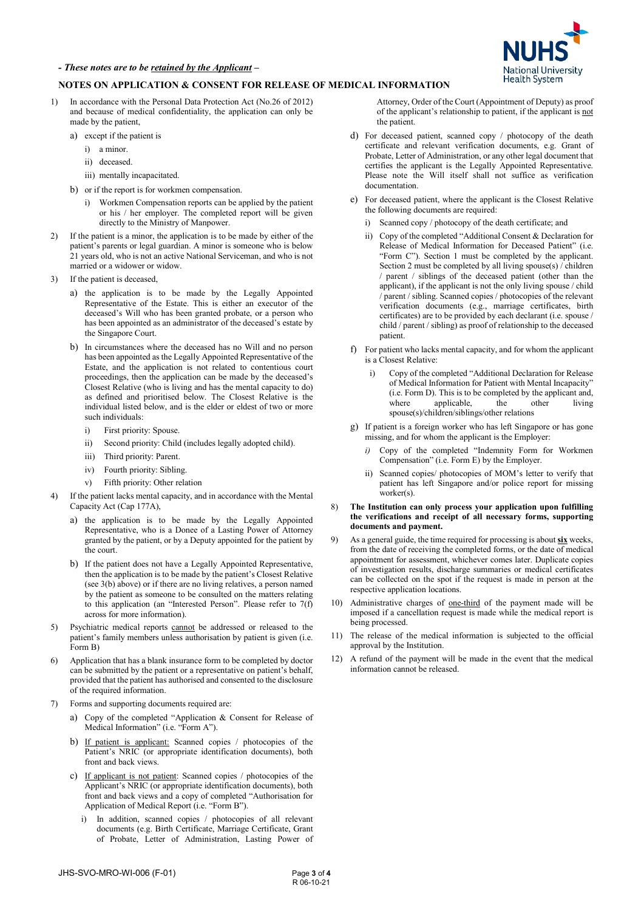*- These notes are to be **retained by the Applicant** –*

## NOTES ON APPLICATION & CONSENT FOR RELEASE OF MEDICAL INFORMATION

1) In accordance with the Personal Data Protection Act (No.26 of 2012) and because of medical confidentiality, the application can only be made by the patient,
   - a) except if the patient is
     - i) a minor.
     - ii) deceased.
     - iii) mentally incapacitated.
   - b) or if the report is for workmen compensation.
     - i) Workmen Compensation reports can be applied by the patient or his / her employer. The completed report will be given directly to the Ministry of Manpower.

2) If the patient is a minor, the application is to be made by either of the patient's parents or legal guardian. A minor is someone who is below 21 years old, who is not an active National Serviceman, and who is not married or a widower or widow.

3) If the patient is deceased,
   - a) the application is to be made by the Legally Appointed Representative of the Estate. This is either an executor of the deceased's Will who has been granted probate, or a person who has been appointed as an administrator of the deceased's estate by the Singapore Court.
   - b) In circumstances where the deceased has no Will and no person has been appointed as the Legally Appointed Representative of the Estate, and the application is not related to contentious court proceedings, then the application can be made by the deceased's Closest Relative (who is living and has the mental capacity to do) as defined and prioritised below. The Closest Relative is the individual listed below, and is the elder or eldest of two or more such individuals:
     - i) First priority: Spouse.
     - ii) Second priority: Child (includes legally adopted child).
     - iii) Third priority: Parent.
     - iv) Fourth priority: Sibling.
     - v) Fifth priority: Other relation

4) If the patient lacks mental capacity, and in accordance with the Mental Capacity Act (Cap 177A),
   - a) the application is to be made by the Legally Appointed Representative, who is a Donee of a Lasting Power of Attorney granted by the patient, or by a Deputy appointed for the patient by the court.
   - b) If the patient does not have a Legally Appointed Representative, then the application is to be made by the patient's Closest Relative (see 3(b) above) or if there are no living relatives, a person named by the patient as someone to be consulted on the matters relating to this application (an "Interested Person". Please refer to 7(f) across for more information).

5) Psychiatric medical reports <u>cannot</u> be addressed or released to the patient's family members unless authorisation by patient is given (i.e. Form B)

6) Application that has a blank insurance form to be completed by doctor can be submitted by the patient or a representative on patient's behalf, provided that the patient has authorised and consented to the disclosure of the required information.

7) Forms and supporting documents required are:
   - a) Copy of the completed "Application & Consent for Release of Medical Information" (i.e. "Form A").
   - b) <u>If patient is applicant:</u> Scanned copies / photocopies of the Patient's NRIC (or appropriate identification documents), both front and back views.
   - c) <u>If applicant is not patient</u>: Scanned copies / photocopies of the Applicant's NRIC (or appropriate identification documents), both front and back views and a copy of completed "Authorisation for Application of Medical Report (i.e. "Form B").
     - i) In addition, scanned copies / photocopies of all relevant documents (e.g. Birth Certificate, Marriage Certificate, Grant of Probate, Letter of Administration, Lasting Power of Attorney, Order of the Court (Appointment of Deputy) as proof of the applicant's relationship to patient, if the applicant is <u>not</u> the patient.
   - d) For deceased patient, scanned copy / photocopy of the death certificate and relevant verification documents, e.g. Grant of Probate, Letter of Administration, or any other legal document that certifies the applicant is the Legally Appointed Representative. Please note the Will itself shall not suffice as verification documentation.
   - e) For deceased patient, where the applicant is the Closest Relative the following documents are required:
     - i) Scanned copy / photocopy of the death certificate; and
     - ii) Copy of the completed "Additional Consent & Declaration for Release of Medical Information for Deceased Patient" (i.e. "Form C"). Section 1 must be completed by the applicant. Section 2 must be completed by all living spouse(s) / children / parent / siblings of the deceased patient (other than the applicant), if the applicant is not the only living spouse / child / parent / sibling. Scanned copies / photocopies of the relevant verification documents (e.g., marriage certificates, birth certificates) are to be provided by each declarant (i.e. spouse / child / parent / sibling) as proof of relationship to the deceased patient.
   - f) For patient who lacks mental capacity, and for whom the applicant is a Closest Relative:
     - i) Copy of the completed "Additional Declaration for Release of Medical Information for Patient with Mental Incapacity" (i.e. Form D). This is to be completed by the applicant and, where applicable, the other living spouse(s)/children/siblings/other relations
   - g) If patient is a foreign worker who has left Singapore or has gone missing, and for whom the applicant is the Employer:
     - *i)* Copy of the completed "Indemnity Form for Workmen Compensation" (i.e. Form E) by the Employer.
     - ii) Scanned copies/ photocopies of MOM's letter to verify that patient has left Singapore and/or police report for missing worker(s).

8) **The Institution can only process your application upon fulfilling the verifications and receipt of all necessary forms, supporting documents and payment.**

9) As a general guide, the time required for processing is about <u>**six**</u> weeks, from the date of receiving the completed forms, or the date of medical appointment for assessment, whichever comes later. Duplicate copies of investigation results, discharge summaries or medical certificates can be collected on the spot if the request is made in person at the respective application locations.

10) Administrative charges of <u>one-third</u> of the payment made will be imposed if a cancellation request is made while the medical report is being processed.

11) The release of the medical information is subjected to the official approval by the Institution.

12) A refund of the payment will be made in the event that the medical information cannot be released.

JHS-SVO-MRO-WI-006 (F-01)

R 06-10-21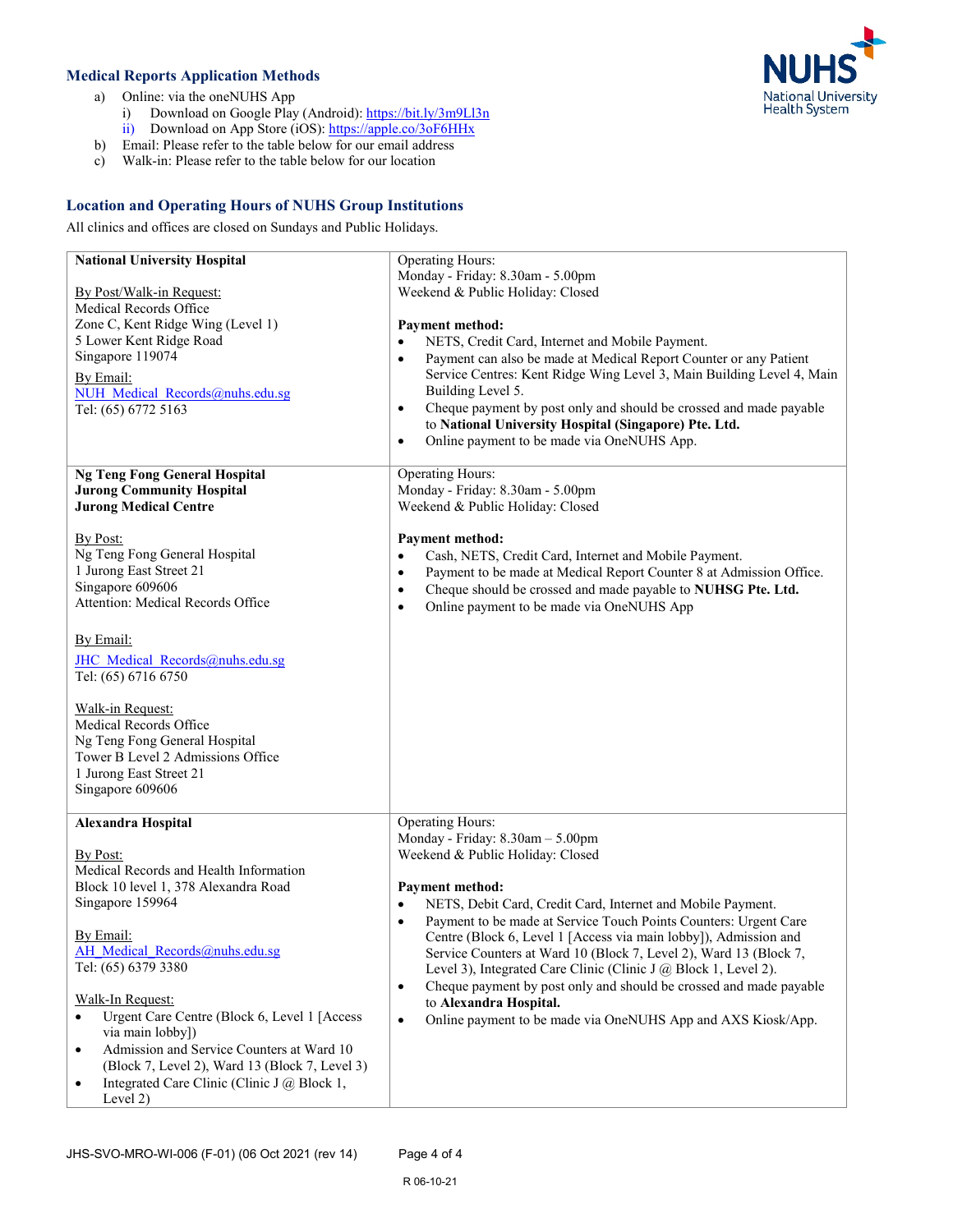### Medical Reports Application Methods

a) Online: via the oneNUHS App
   i) Download on Google Play (Android): https://bit.ly/3m9Ll3n
   ii) Download on App Store (iOS): https://apple.co/3oF6HHx
b) Email: Please refer to the table below for our email address
c) Walk-in: Please refer to the table below for our location

### Location and Operating Hours of NUHS Group Institutions

All clinics and offices are closed on Sundays and Public Holidays.

| | |
|---|---|
| **National University Hospital**<br><br>By Post/Walk-in Request:<br>Medical Records Office<br>Zone C, Kent Ridge Wing (Level 1)<br>5 Lower Kent Ridge Road<br>Singapore 119074<br><br>By Email:<br>NUH_Medical_Records@nuhs.edu.sg<br>Tel: (65) 6772 5163 | Operating Hours:<br>Monday - Friday: 8.30am - 5.00pm<br>Weekend & Public Holiday: Closed<br><br>**Payment method:**<br>• NETS, Credit Card, Internet and Mobile Payment.<br>• Payment can also be made at Medical Report Counter or any Patient Service Centres: Kent Ridge Wing Level 3, Main Building Level 4, Main Building Level 5.<br>• Cheque payment by post only and should be crossed and made payable to **National University Hospital (Singapore) Pte. Ltd.**<br>• Online payment to be made via OneNUHS App. |
| **Ng Teng Fong General Hospital**<br>**Jurong Community Hospital**<br>**Jurong Medical Centre**<br><br>By Post:<br>Ng Teng Fong General Hospital<br>1 Jurong East Street 21<br>Singapore 609606<br>Attention: Medical Records Office<br><br>By Email:<br>JHC_Medical_Records@nuhs.edu.sg<br>Tel: (65) 6716 6750<br><br>Walk-in Request:<br>Medical Records Office<br>Ng Teng Fong General Hospital<br>Tower B Level 2 Admissions Office<br>1 Jurong East Street 21<br>Singapore 609606 | Operating Hours:<br>Monday - Friday: 8.30am - 5.00pm<br>Weekend & Public Holiday: Closed<br><br>**Payment method:**<br>• Cash, NETS, Credit Card, Internet and Mobile Payment.<br>• Payment to be made at Medical Report Counter 8 at Admission Office.<br>• Cheque should be crossed and made payable to **NUHSG Pte. Ltd.**<br>• Online payment to be made via OneNUHS App |
| **Alexandra Hospital**<br><br>By Post:<br>Medical Records and Health Information<br>Block 10 level 1, 378 Alexandra Road<br>Singapore 159964<br><br>By Email:<br>AH_Medical_Records@nuhs.edu.sg<br>Tel: (65) 6379 3380<br><br>Walk-In Request:<br>• Urgent Care Centre (Block 6, Level 1 [Access via main lobby])<br>• Admission and Service Counters at Ward 10 (Block 7, Level 2), Ward 13 (Block 7, Level 3)<br>• Integrated Care Clinic (Clinic J @ Block 1, Level 2) | Operating Hours:<br>Monday - Friday: 8.30am – 5.00pm<br>Weekend & Public Holiday: Closed<br><br>**Payment method:**<br>• NETS, Debit Card, Credit Card, Internet and Mobile Payment.<br>• Payment to be made at Service Touch Points Counters: Urgent Care Centre (Block 6, Level 1 [Access via main lobby]), Admission and Service Counters at Ward 10 (Block 7, Level 2), Ward 13 (Block 7, Level 3), Integrated Care Clinic (Clinic J @ Block 1, Level 2).<br>• Cheque payment by post only and should be crossed and made payable to **Alexandra Hospital.**<br>• Online payment to be made via OneNUHS App and AXS Kiosk/App. |

JHS-SVO-MRO-WI-006 (F-01) (06 Oct 2021 (rev 14)

R 06-10-21